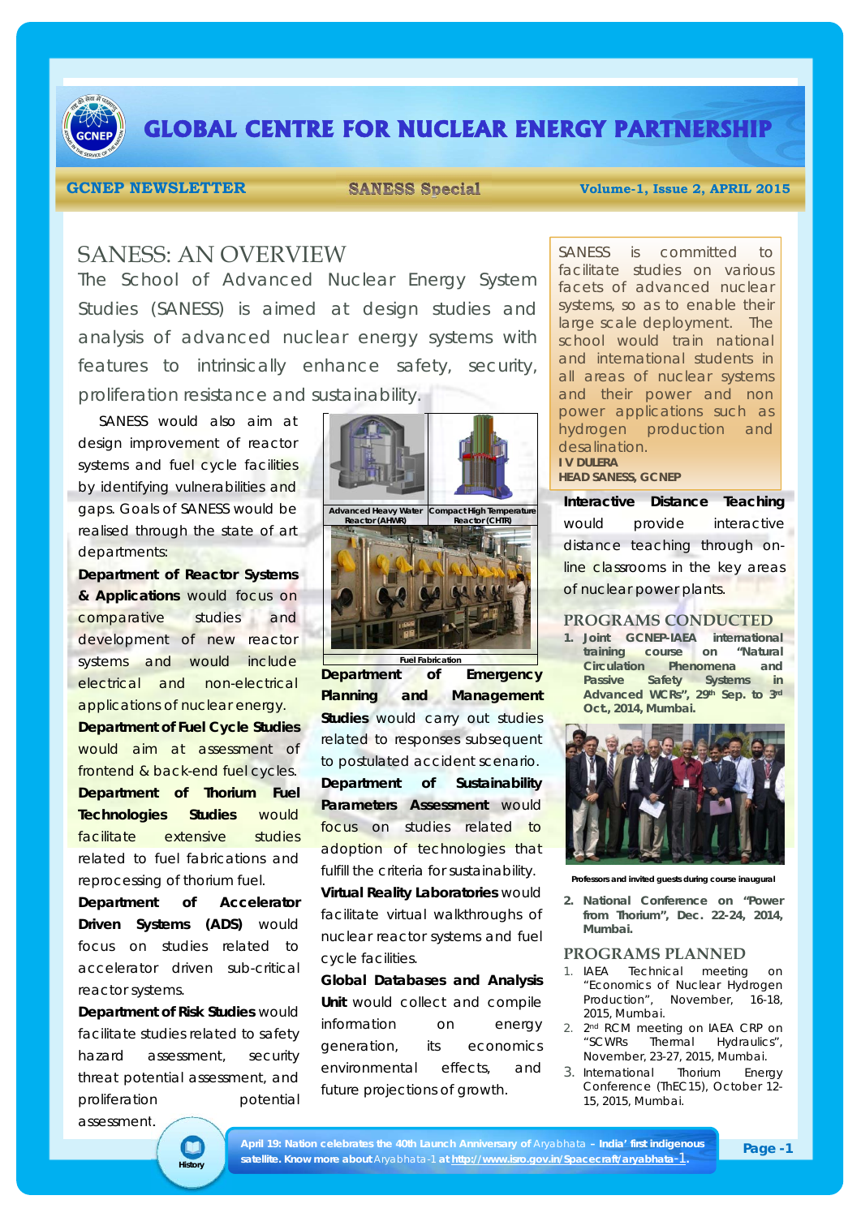# GLOBAL CENTRE FOR NUCLEAR ENERGY PARTNERSHIP

**GCNEP NEWSLETTER** **SANESS Special** **Volume-1, Issue 2, APRIL 2015**

## SANESS: AN OVERVIEW

The School of Advanced Nuclear Energy System Studies (SANESS) is aimed at design studies and analysis of advanced nuclear energy systems with features to intrinsically enhance safety, security, proliferation resistance and sustainability.

SANESS would also aim at design improvement of reactor systems and fuel cycle facilities by identifying vulnerabilities and gaps. Goals of SANESS would be realised through the state of art departments:

**Department of Reactor Systems & Applications** would focus on comparative studies and development of new reactor systems and would include electrical and non-electrical applications of nuclear energy.

**Department of Fuel Cycle Studies** would aim at assessment of frontend & back-end fuel cycles.

**Department of Thorium Fuel Technologies Studies** would facilitate extensive studies related to fuel fabrications and reprocessing of thorium fuel.

**Department of Accelerator Driven Systems (ADS)** would focus on studies related to accelerator driven sub-critical reactor systems.

**Department of Risk Studies** would facilitate studies related to safety hazard assessment, security threat potential assessment, and proliferation potential assessment.

Advanced Heavy Water Reactor (AHWR)

Compact High Temperature Reactor (CHTR)

Fuel Fabrication

**Department of Emergency Planning and Management Studies** would carry out studies related to responses subsequent to postulated accident scenario.

**Department of Sustainability Parameters Assessment** would focus on studies related to adoption of technologies that fulfill the criteria for sustainability.

**Virtual Reality Laboratories** would facilitate virtual walkthroughs of nuclear reactor systems and fuel cycle facilities.

**Global Databases and Analysis Unit** would collect and compile information on energy generation, its economics environmental effects, and future projections of growth.

SANESS is committed to facilitate studies on various facets of advanced nuclear systems, so as to enable their large scale deployment. The school would train national and international students in all areas of nuclear systems and their power and non power applications such as hydrogen production and desalination.

**I V DULERA**
**HEAD SANESS, GCNEP**

**Interactive Distance Teaching** would provide interactive distance teaching through on-line classrooms in the key areas of nuclear power plants.

## PROGRAMS CONDUCTED

1. **Joint GCNEP-IAEA international training course on "Natural Circulation Phenomena and Passive Safety Systems in Advanced WCRs", 29th Sep. to 3rd Oct., 2014, Mumbai.**

Professors and invited guests during course inaugural

2. **National Conference on "Power from Thorium", Dec. 22-24, 2014, Mumbai.**

## PROGRAMS PLANNED

1. IAEA Technical meeting on "Economics of Nuclear Hydrogen Production", November, 16-18, 2015, Mumbai.
2. 2nd RCM meeting on IAEA CRP on "SCWRs Thermal Hydraulics", November, 23-27, 2015, Mumbai.
3. International Thorium Energy Conference (ThEC15), October 12-15, 2015, Mumbai.

History

**April 19: Nation celebrates the 40th Launch Anniversary of** Aryabhata **– India' first indigenous satellite. Know more about** Aryabhata-1 **at http://www.isro.gov.in/Spacecraft/aryabhata-1.**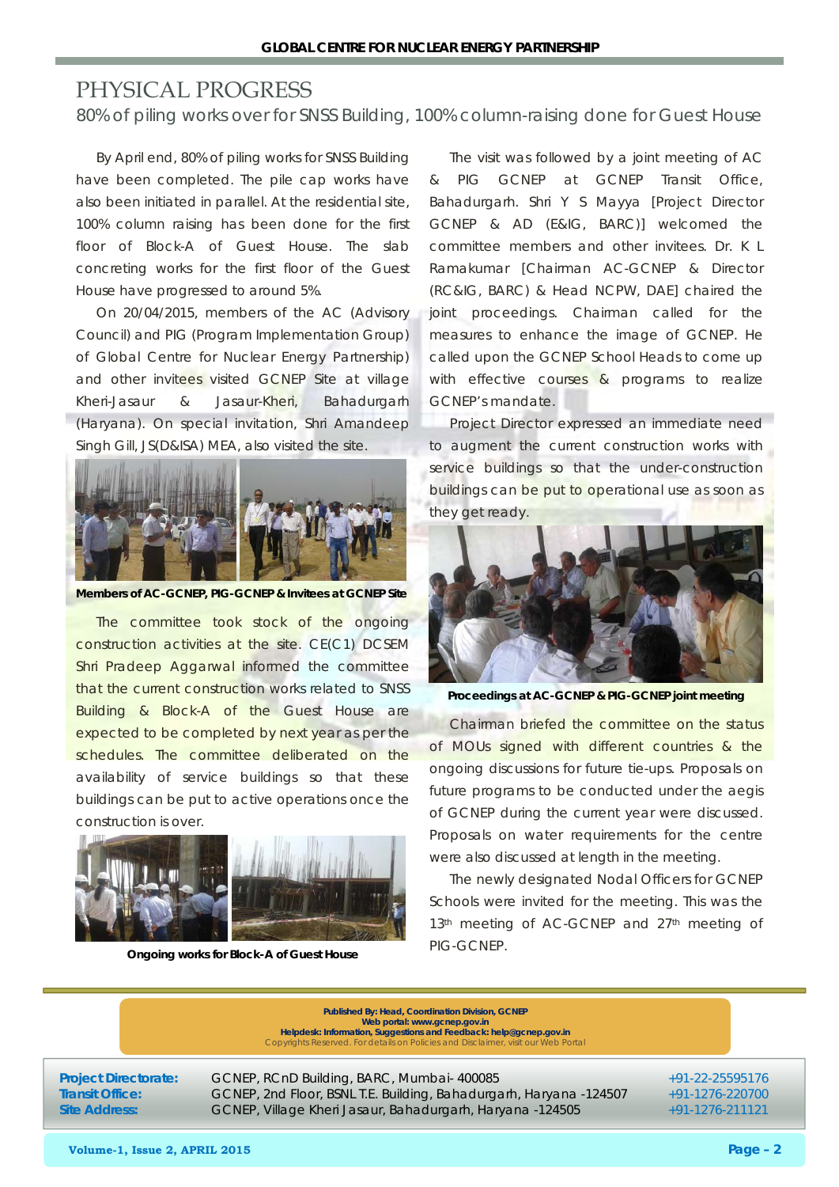# PHYSICAL PROGRESS

## 80% of piling works over for SNSS Building, 100% column-raising done for Guest House

By April end, 80% of piling works for SNSS Building have been completed. The pile cap works have also been initiated in parallel. At the residential site, 100% column raising has been done for the first floor of Block-A of Guest House. The slab concreting works for the first floor of the Guest House have progressed to around 5%.

On 20/04/2015, members of the AC (Advisory Council) and PIG (Program Implementation Group) of Global Centre for Nuclear Energy Partnership) and other invitees visited GCNEP Site at village Kheri-Jasaur & Jasaur-Kheri, Bahadurgarh (Haryana). On special invitation, Shri Amandeep Singh Gill, JS(D&ISA) MEA, also visited the site.

**Members of AC-GCNEP, PIG-GCNEP & Invitees at GCNEP Site**

The committee took stock of the ongoing construction activities at the site. CE(C1) DCSEM Shri Pradeep Aggarwal informed the committee that the current construction works related to SNSS Building & Block-A of the Guest House are expected to be completed by next year as per the schedules. The committee deliberated on the availability of service buildings so that these buildings can be put to active operations once the construction is over.

**Ongoing works for Block-A of Guest House**

The visit was followed by a joint meeting of AC & PIG GCNEP at GCNEP Transit Office, Bahadurgarh. Shri Y S Mayya [Project Director GCNEP & AD (E&IG, BARC)] welcomed the committee members and other invitees. Dr. K L Ramakumar [Chairman AC-GCNEP & Director (RC&IG, BARC) & Head NCPW, DAE] chaired the joint proceedings. Chairman called for the measures to enhance the image of GCNEP. He called upon the GCNEP School Heads to come up with effective courses & programs to realize GCNEP's mandate.

Project Director expressed an immediate need to augment the current construction works with service buildings so that the under-construction buildings can be put to operational use as soon as they get ready.

**Proceedings at AC-GCNEP & PIG-GCNEP joint meeting**

Chairman briefed the committee on the status of MOUs signed with different countries & the ongoing discussions for future tie-ups. Proposals on future programs to be conducted under the aegis of GCNEP during the current year were discussed. Proposals on water requirements for the centre were also discussed at length in the meeting.

The newly designated Nodal Officers for GCNEP Schools were invited for the meeting. This was the 13th meeting of AC-GCNEP and 27th meeting of PIG-GCNEP.

**Published By: Head, Coordination Division, GCNEP**
**Web portal: www.gcnep.gov.in**
**Helpdesk: Information, Suggestions and Feedback: help@gcnep.gov.in**
Copyrights Reserved. For details on Policies and Disclaimer, visit our Web Portal

| | | |
|---|---|---|
| **Project Directorate:** | GCNEP, RCnD Building, BARC, Mumbai- 400085 | +91-22-25595176 |
| **Transit Office:** | GCNEP, 2nd Floor, BSNL T.E. Building, Bahadurgarh, Haryana -124507 | +91-1276-220700 |
| **Site Address:** | GCNEP, Village Kheri Jasaur, Bahadurgarh, Haryana -124505 | +91-1276-211121 |